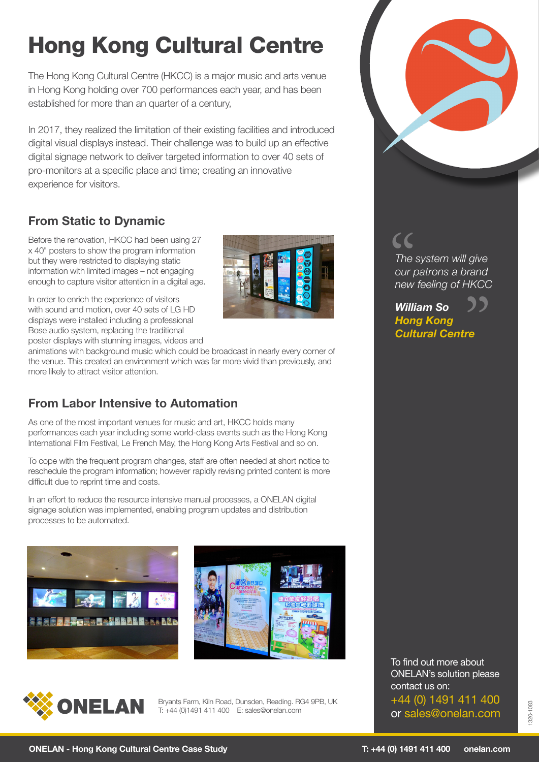# Hong Kong Cultural Centre

The Hong Kong Cultural Centre (HKCC) is a major music and arts venue in Hong Kong holding over 700 performances each year, and has been established for more than a quarter of a century,

In 2017, they realized the limitation of their existing facilities and introduced digital visual displays instead. Their challenge was to build up an effective digital signage network to deliver targeted information to over 40 sets of pro-monitors at a specific place and time; creating an innovative experience for visitors.

## From Static to Dynamic

Before the renovation, HKCC had been using 27 x 40" posters to show the program information but they were restricted to displaying static information with limited images – not engaging enough to capture visitor attention in a digital age.

In order to enrich the experience of visitors with sound and motion, over 40 sets of LG HD displays were installed including a professional Bose audio system, replacing the traditional poster displays with stunning images, videos and animations with background music which could be broadcast in nearly every corner of the venue. This created an environment which was far more vivid than previously, and more likely to attract visitor attention.

## From Labor Intensive to Automation

As one of the most important venues for music and art, HKCC holds many performances each year including some world-class events such as the Hong Kong International Film Festival, Le French May, the Hong Kong Arts Festival and so on.

To cope with the frequent program changes, staff are often needed at short notice to reschedule the program information; however rapidly revising printed content is more difficult due to reprint time and costs.

In an effort to reduce the resource intensive manual processes, a ONELAN digital signage solution was implemented, enabling program updates and distribution processes to be automated.

> *"The system will give our patrons a brand new feeling of HKCC"*
>
> ***William So***
> ***Hong Kong Cultural Centre***

ONELAN

Bryants Farm, Kiln Road, Dunsden, Reading. RG4 9PB, UK
T: +44 (0)1491 411 400 E: sales@onelan.com

To find out more about ONELAN's solution please contact us on:
+44 (0) 1491 411 400
or sales@onelan.com

1320-1083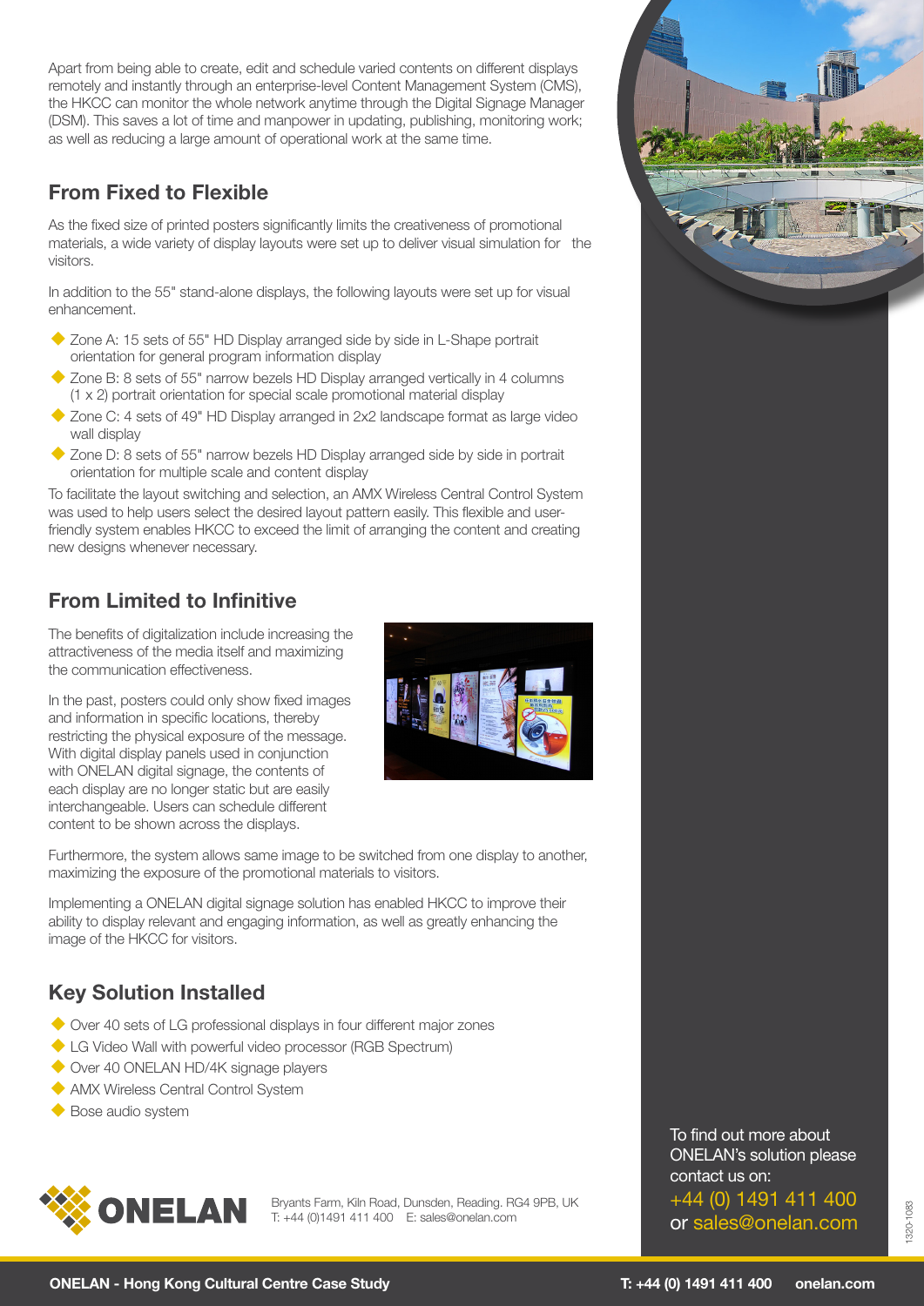Apart from being able to create, edit and schedule varied contents on different displays remotely and instantly through an enterprise-level Content Management System (CMS), the HKCC can monitor the whole network anytime through the Digital Signage Manager (DSM). This saves a lot of time and manpower in updating, publishing, monitoring work; as well as reducing a large amount of operational work at the same time.

## From Fixed to Flexible

As the fixed size of printed posters significantly limits the creativeness of promotional materials, a wide variety of display layouts were set up to deliver visual simulation for the visitors.

In addition to the 55" stand-alone displays, the following layouts were set up for visual enhancement.

- Zone A: 15 sets of 55" HD Display arranged side by side in L-Shape portrait orientation for general program information display
- Zone B: 8 sets of 55" narrow bezels HD Display arranged vertically in 4 columns (1 x 2) portrait orientation for special scale promotional material display
- Zone C: 4 sets of 49" HD Display arranged in 2x2 landscape format as large video wall display
- Zone D: 8 sets of 55" narrow bezels HD Display arranged side by side in portrait orientation for multiple scale and content display

To facilitate the layout switching and selection, an AMX Wireless Central Control System was used to help users select the desired layout pattern easily. This flexible and user-friendly system enables HKCC to exceed the limit of arranging the content and creating new designs whenever necessary.

## From Limited to Infinitive

The benefits of digitalization include increasing the attractiveness of the media itself and maximizing the communication effectiveness.

In the past, posters could only show fixed images and information in specific locations, thereby restricting the physical exposure of the message. With digital display panels used in conjunction with ONELAN digital signage, the contents of each display are no longer static but are easily interchangeable. Users can schedule different content to be shown across the displays.

Furthermore, the system allows same image to be switched from one display to another, maximizing the exposure of the promotional materials to visitors.

Implementing a ONELAN digital signage solution has enabled HKCC to improve their ability to display relevant and engaging information, as well as greatly enhancing the image of the HKCC for visitors.

## Key Solution Installed

- Over 40 sets of LG professional displays in four different major zones
- LG Video Wall with powerful video processor (RGB Spectrum)
- Over 40 ONELAN HD/4K signage players
- AMX Wireless Central Control System
- Bose audio system

ONELAN

Bryants Farm, Kiln Road, Dunsden, Reading. RG4 9PB, UK
T: +44 (0)1491 411 400 E: sales@onelan.com

To find out more about ONELAN's solution please contact us on:
+44 (0) 1491 411 400
or sales@onelan.com

1320-1063